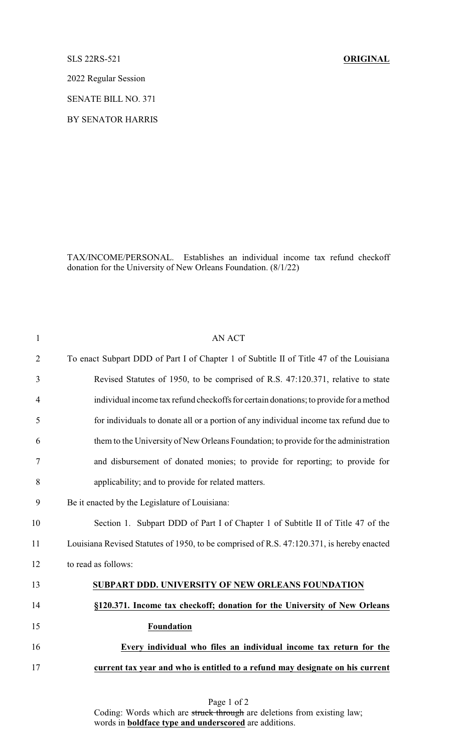SLS 22RS-521 **ORIGINAL**

2022 Regular Session

SENATE BILL NO. 371

BY SENATOR HARRIS

TAX/INCOME/PERSONAL. Establishes an individual income tax refund checkoff donation for the University of New Orleans Foundation. (8/1/22)

1 AN ACT

2 To enact Subpart DDD of Part I of Chapter 1 of Subtitle II of Title 47 of the Louisiana

3 Revised Statutes of 1950, to be comprised of R.S. 47:120.371, relative to state

4 individual income tax refund checkoffs for certain donations; to provide for a method

5 for individuals to donate all or a portion of any individual income tax refund due to

6 them to the University of New Orleans Foundation; to provide for the administration

7 and disbursement of donated monies; to provide for reporting; to provide for

8 applicability; and to provide for related matters.

9 Be it enacted by the Legislature of Louisiana:

10 Section 1. Subpart DDD of Part I of Chapter 1 of Subtitle II of Title 47 of the

11 Louisiana Revised Statutes of 1950, to be comprised of R.S. 47:120.371, is hereby enacted

12 to read as follows:

13 **<u>SUBPART DDD. UNIVERSITY OF NEW ORLEANS FOUNDATION</u>**

14 **<u>§120.371. Income tax checkoff; donation for the University of New Orleans</u>**

15 **<u>Foundation</u>**

16 **<u>Every individual who files an individual income tax return for the</u>**

17 **<u>current tax year and who is entitled to a refund may designate on his current</u>**

Coding: Words which are ~~struck through~~ are deletions from existing law; words in **<u>boldface type and underscored</u>** are additions.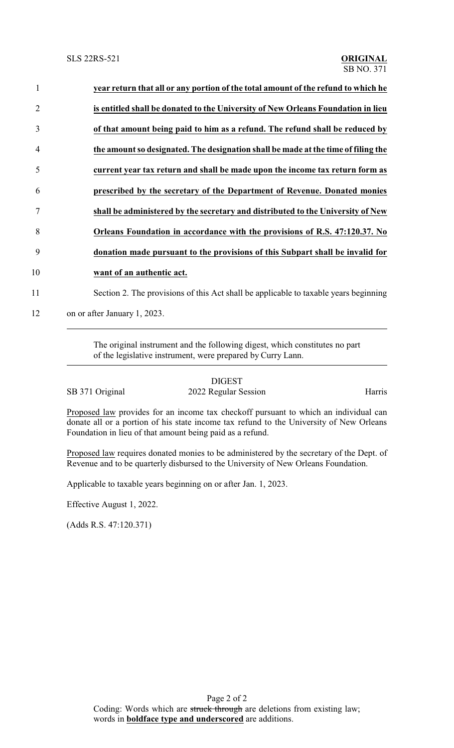1 **year return that all or any portion of the total amount of the refund to which he**
2 **is entitled shall be donated to the University of New Orleans Foundation in lieu**
3 **of that amount being paid to him as a refund. The refund shall be reduced by**
4 **the amount so designated. The designation shall be made at the time of filing the**
5 **current year tax return and shall be made upon the income tax return form as**
6 **prescribed by the secretary of the Department of Revenue. Donated monies**
7 **shall be administered by the secretary and distributed to the University of New**
8 **Orleans Foundation in accordance with the provisions of R.S. 47:120.37. No**
9 **donation made pursuant to the provisions of this Subpart shall be invalid for**
10 **want of an authentic act.**

11 Section 2. The provisions of this Act shall be applicable to taxable years beginning
12 on or after January 1, 2023.

---

The original instrument and the following digest, which constitutes no part of the legislative instrument, were prepared by Curry Lann.

---

DIGEST

SB 371 Original 2022 Regular Session Harris

Proposed law provides for an income tax checkoff pursuant to which an individual can donate all or a portion of his state income tax refund to the University of New Orleans Foundation in lieu of that amount being paid as a refund.

Proposed law requires donated monies to be administered by the secretary of the Dept. of Revenue and to be quarterly disbursed to the University of New Orleans Foundation.

Applicable to taxable years beginning on or after Jan. 1, 2023.

Effective August 1, 2022.

(Adds R.S. 47:120.371)

Coding: Words which are ~~struck through~~ are deletions from existing law; words in **boldface type and underscored** are additions.